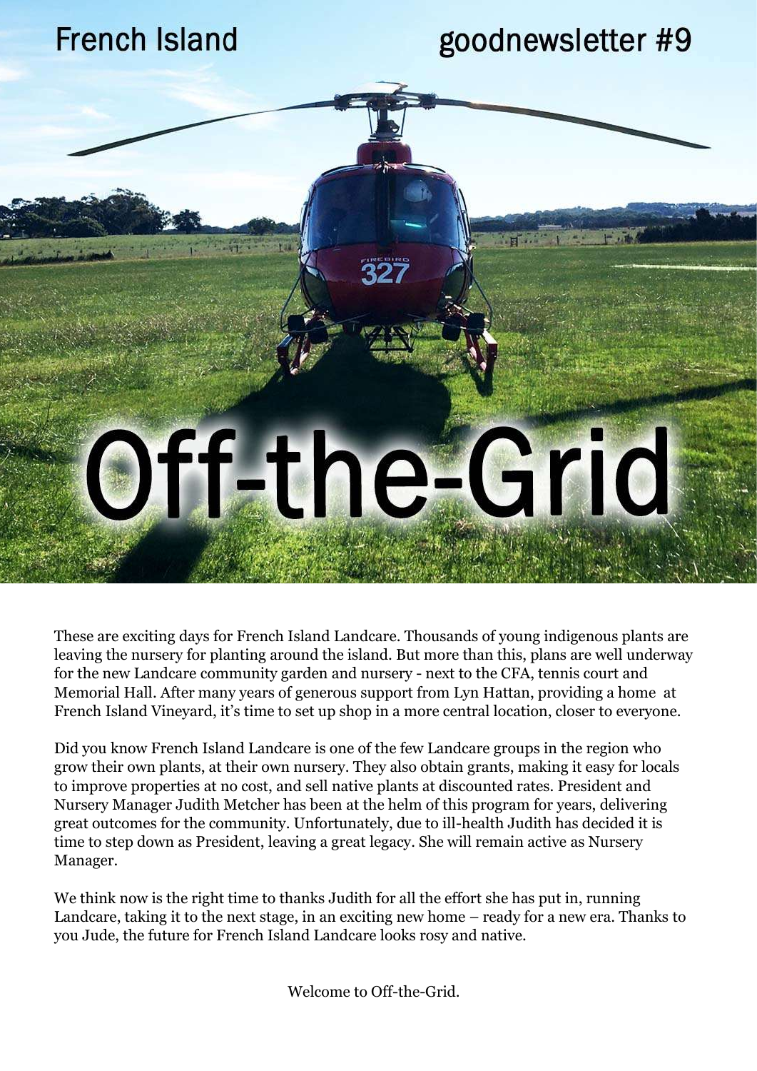French Island

goodnewsletter #9

# Off-the-Grid

These are exciting days for French Island Landcare. Thousands of young indigenous plants are leaving the nursery for planting around the island. But more than this, plans are well underway for the new Landcare community garden and nursery - next to the CFA, tennis court and Memorial Hall. After many years of generous support from Lyn Hattan, providing a home at French Island Vineyard, it's time to set up shop in a more central location, closer to everyone.

Did you know French Island Landcare is one of the few Landcare groups in the region who grow their own plants, at their own nursery. They also obtain grants, making it easy for locals to improve properties at no cost, and sell native plants at discounted rates. President and Nursery Manager Judith Metcher has been at the helm of this program for years, delivering great outcomes for the community. Unfortunately, due to ill-health Judith has decided it is time to step down as President, leaving a great legacy. She will remain active as Nursery Manager.

We think now is the right time to thanks Judith for all the effort she has put in, running Landcare, taking it to the next stage, in an exciting new home – ready for a new era. Thanks to you Jude, the future for French Island Landcare looks rosy and native.

Welcome to Off-the-Grid.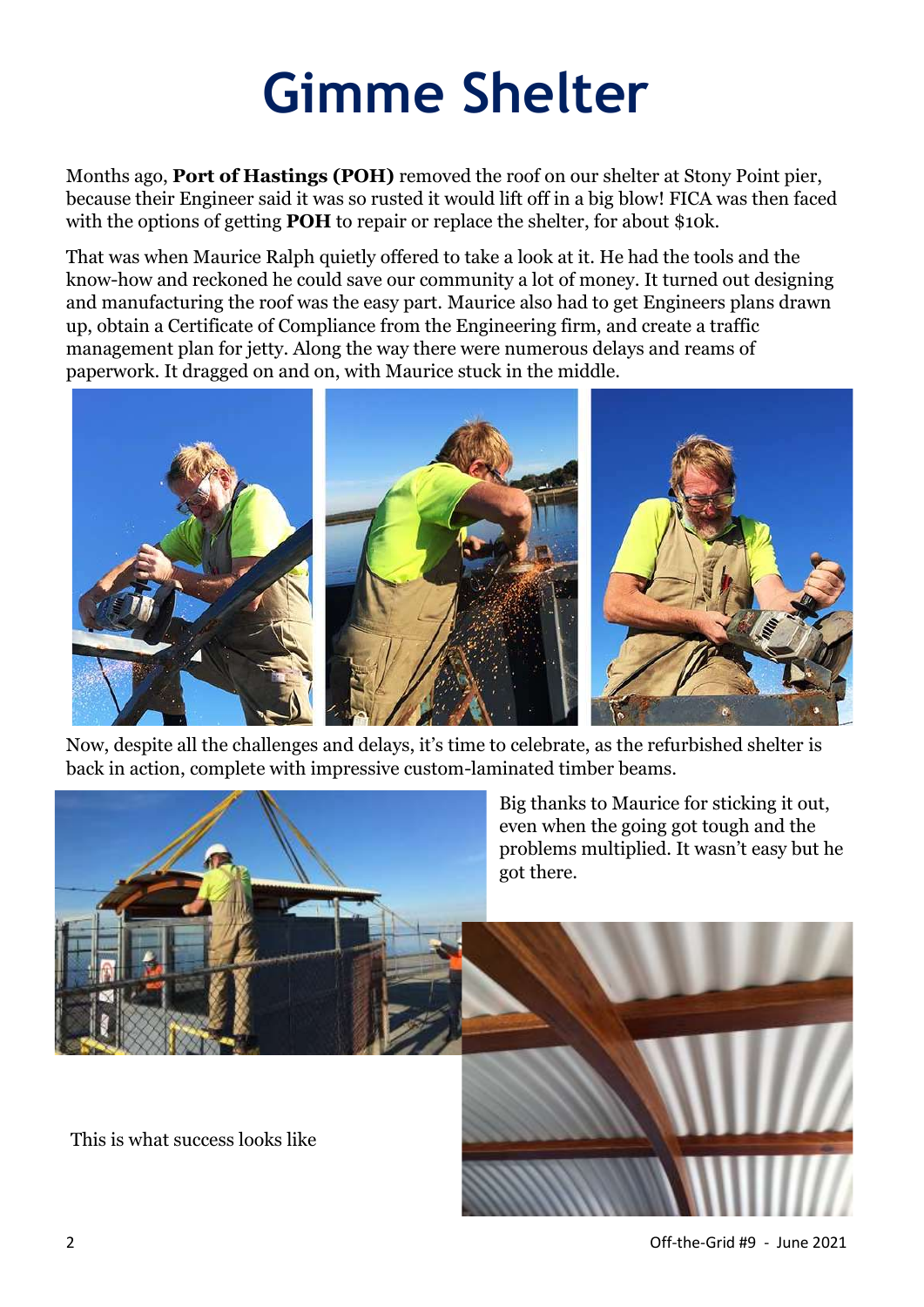# Gimme Shelter

Months ago, **Port of Hastings (POH)** removed the roof on our shelter at Stony Point pier, because their Engineer said it was so rusted it would lift off in a big blow! FICA was then faced with the options of getting **POH** to repair or replace the shelter, for about $10k.

That was when Maurice Ralph quietly offered to take a look at it. He had the tools and the know-how and reckoned he could save our community a lot of money. It turned out designing and manufacturing the roof was the easy part. Maurice also had to get Engineers plans drawn up, obtain a Certificate of Compliance from the Engineering firm, and create a traffic management plan for jetty. Along the way there were numerous delays and reams of paperwork. It dragged on and on, with Maurice stuck in the middle.

Now, despite all the challenges and delays, it's time to celebrate, as the refurbished shelter is back in action, complete with impressive custom-laminated timber beams.

Big thanks to Maurice for sticking it out, even when the going got tough and the problems multiplied. It wasn't easy but he got there.

This is what success looks like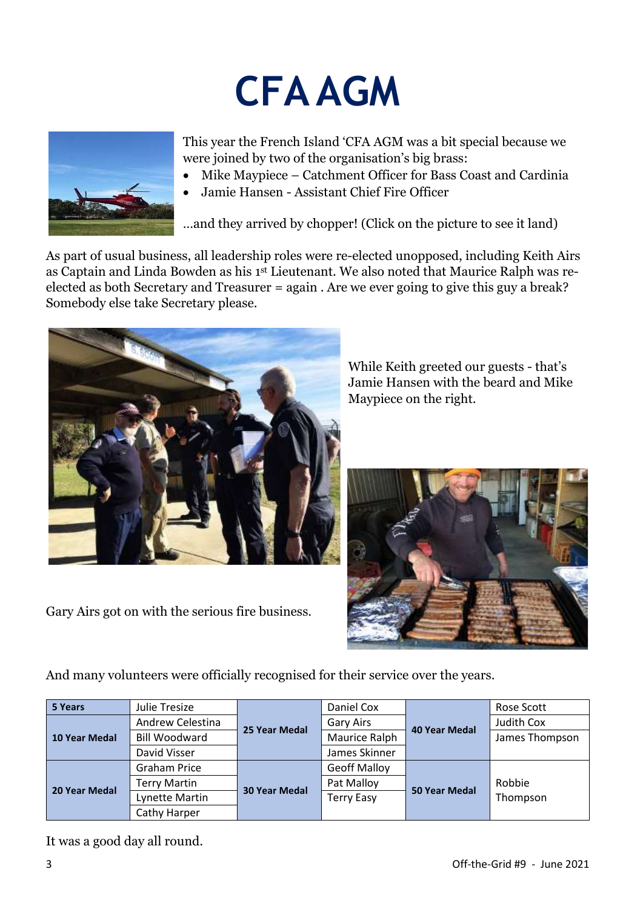# CFA AGM

This year the French Island 'CFA AGM was a bit special because we were joined by two of the organisation's big brass:

- Mike Maypiece – Catchment Officer for Bass Coast and Cardinia
- Jamie Hansen - Assistant Chief Fire Officer

…and they arrived by chopper! (Click on the picture to see it land)

As part of usual business, all leadership roles were re-elected unopposed, including Keith Airs as Captain and Linda Bowden as his 1st Lieutenant. We also noted that Maurice Ralph was re-elected as both Secretary and Treasurer = again . Are we ever going to give this guy a break? Somebody else take Secretary please.

While Keith greeted our guests - that's Jamie Hansen with the beard and Mike Maypiece on the right.

Gary Airs got on with the serious fire business.

And many volunteers were officially recognised for their service over the years.

| | | | | | |
|---|---|---|---|---|---|
| **5 Years** | Julie Tresize | **25 Year Medal** | Daniel Cox | **40 Year Medal** | Rose Scott |
| **10 Year Medal** | Andrew Celestina | | Gary Airs | | Judith Cox |
| | Bill Woodward | | Maurice Ralph | | James Thompson |
| | David Visser | | James Skinner | | |
| **20 Year Medal** | Graham Price | **30 Year Medal** | Geoff Malloy | **50 Year Medal** | Robbie Thompson |
| | Terry Martin | | Pat Malloy | | |
| | Lynette Martin | | Terry Easy | | |
| | Cathy Harper | | | | |

It was a good day all round.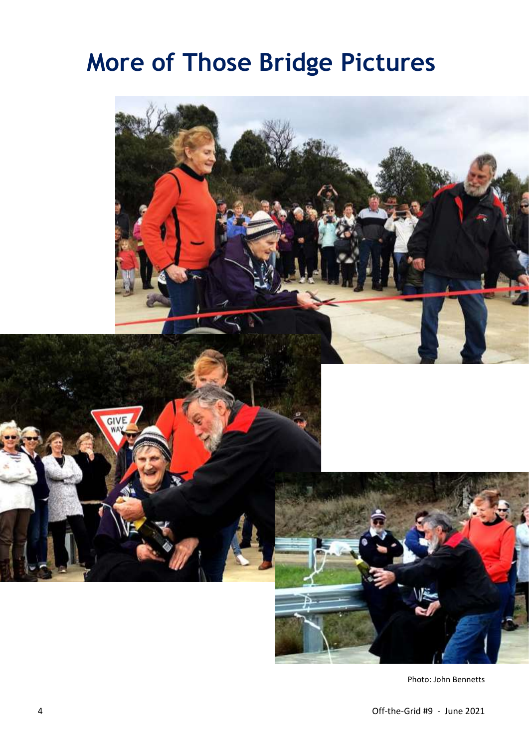# More of Those Bridge Pictures

Photo: John Bennetts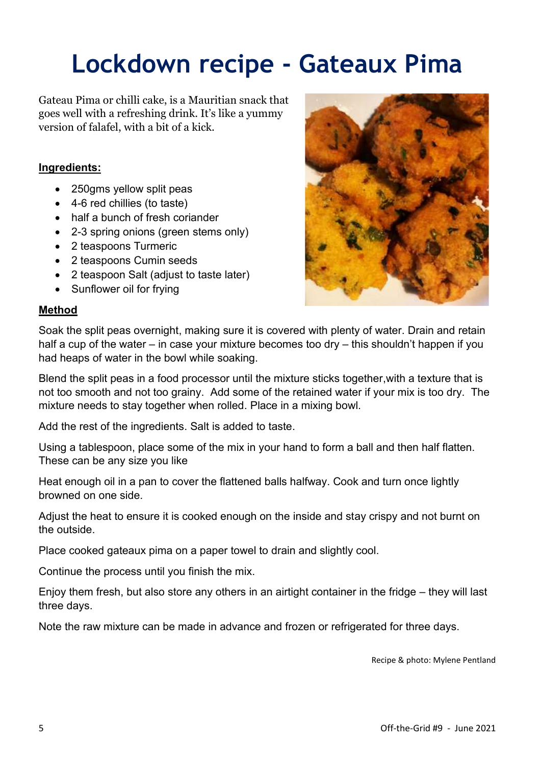# Lockdown recipe - Gateaux Pima

Gateau Pima or chilli cake, is a Mauritian snack that goes well with a refreshing drink. It's like a yummy version of falafel, with a bit of a kick.

**Ingredients:**

- 250gms yellow split peas
- 4-6 red chillies (to taste)
- half a bunch of fresh coriander
- 2-3 spring onions (green stems only)
- 2 teaspoons Turmeric
- 2 teaspoons Cumin seeds
- 2 teaspoon Salt (adjust to taste later)
- Sunflower oil for frying

**Method**

Soak the split peas overnight, making sure it is covered with plenty of water. Drain and retain half a cup of the water – in case your mixture becomes too dry – this shouldn't happen if you had heaps of water in the bowl while soaking.

Blend the split peas in a food processor until the mixture sticks together,with a texture that is not too smooth and not too grainy. Add some of the retained water if your mix is too dry. The mixture needs to stay together when rolled. Place in a mixing bowl.

Add the rest of the ingredients. Salt is added to taste.

Using a tablespoon, place some of the mix in your hand to form a ball and then half flatten. These can be any size you like

Heat enough oil in a pan to cover the flattened balls halfway. Cook and turn once lightly browned on one side.

Adjust the heat to ensure it is cooked enough on the inside and stay crispy and not burnt on the outside.

Place cooked gateaux pima on a paper towel to drain and slightly cool.

Continue the process until you finish the mix.

Enjoy them fresh, but also store any others in an airtight container in the fridge – they will last three days.

Note the raw mixture can be made in advance and frozen or refrigerated for three days.

Recipe & photo: Mylene Pentland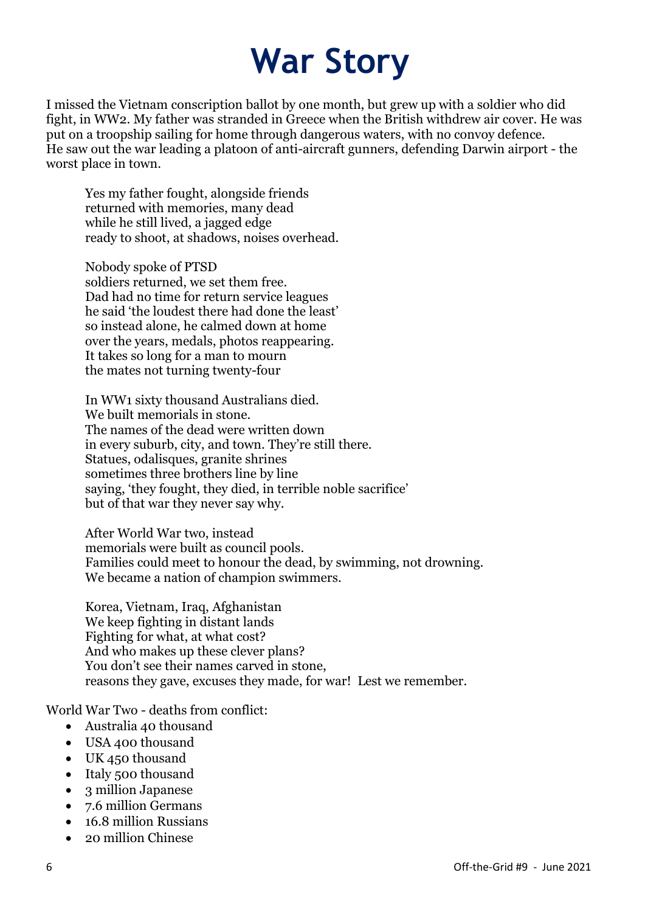# War Story

I missed the Vietnam conscription ballot by one month, but grew up with a soldier who did fight, in WW2. My father was stranded in Greece when the British withdrew air cover. He was put on a troopship sailing for home through dangerous waters, with no convoy defence. He saw out the war leading a platoon of anti-aircraft gunners, defending Darwin airport - the worst place in town.

Yes my father fought, alongside friends  
returned with memories, many dead  
while he still lived, a jagged edge  
ready to shoot, at shadows, noises overhead.

Nobody spoke of PTSD  
soldiers returned, we set them free.  
Dad had no time for return service leagues  
he said 'the loudest there had done the least'  
so instead alone, he calmed down at home  
over the years, medals, photos reappearing.  
It takes so long for a man to mourn  
the mates not turning twenty-four

In WW1 sixty thousand Australians died.  
We built memorials in stone.  
The names of the dead were written down  
in every suburb, city, and town. They're still there.  
Statues, odalisques, granite shrines  
sometimes three brothers line by line  
saying, 'they fought, they died, in terrible noble sacrifice'  
but of that war they never say why.

After World War two, instead  
memorials were built as council pools.  
Families could meet to honour the dead, by swimming, not drowning.  
We became a nation of champion swimmers.

Korea, Vietnam, Iraq, Afghanistan  
We keep fighting in distant lands  
Fighting for what, at what cost?  
And who makes up these clever plans?  
You don't see their names carved in stone,  
reasons they gave, excuses they made, for war! Lest we remember.

World War Two - deaths from conflict:

- Australia 40 thousand
- USA 400 thousand
- UK 450 thousand
- Italy 500 thousand
- 3 million Japanese
- 7.6 million Germans
- 16.8 million Russians
- 20 million Chinese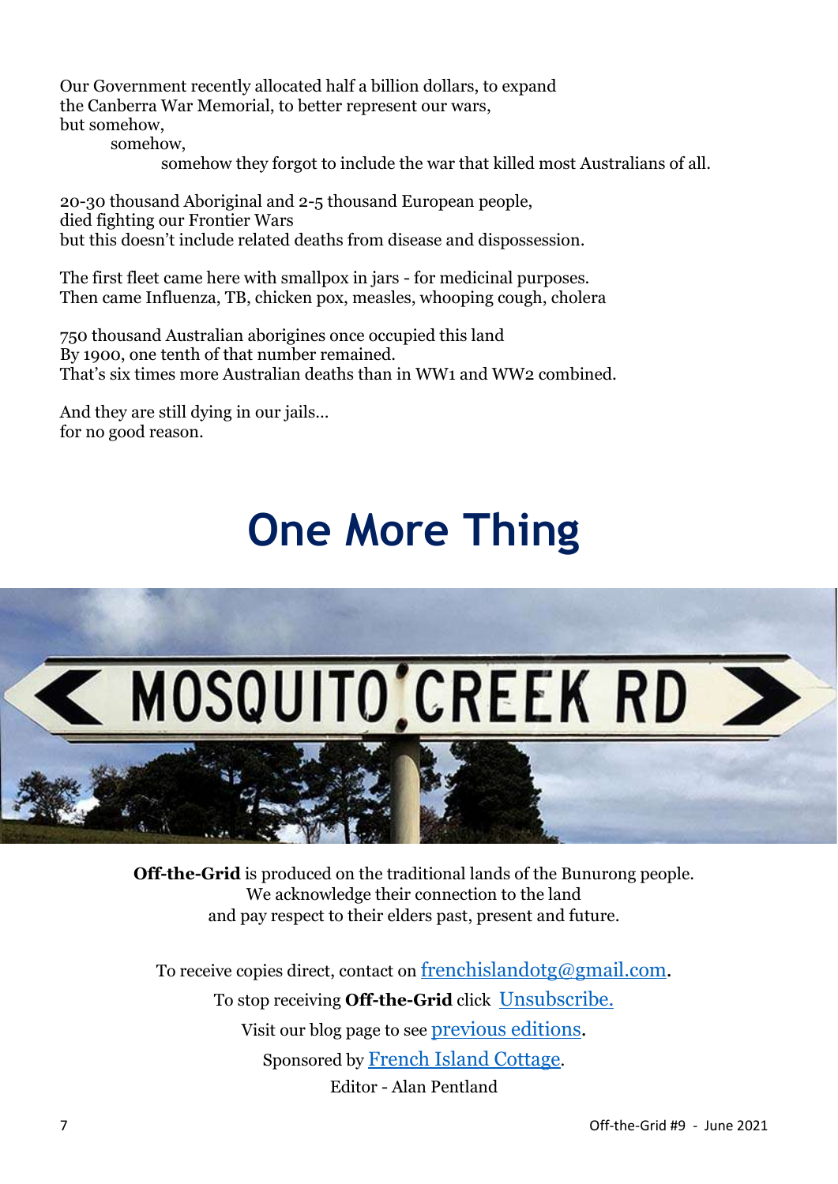Our Government recently allocated half a billion dollars, to expand
the Canberra War Memorial, to better represent our wars,
but somehow,
somehow,
somehow they forgot to include the war that killed most Australians of all.

20-30 thousand Aboriginal and 2-5 thousand European people,
died fighting our Frontier Wars
but this doesn't include related deaths from disease and dispossession.

The first fleet came here with smallpox in jars - for medicinal purposes.
Then came Influenza, TB, chicken pox, measles, whooping cough, cholera

750 thousand Australian aborigines once occupied this land
By 1900, one tenth of that number remained.
That's six times more Australian deaths than in WW1 and WW2 combined.

And they are still dying in our jails…
for no good reason.

# One More Thing

**Off-the-Grid** is produced on the traditional lands of the Bunurong people.
We acknowledge their connection to the land
and pay respect to their elders past, present and future.

To receive copies direct, contact on frenchislandotg@gmail.com.
To stop receiving **Off-the-Grid** click Unsubscribe.
Visit our blog page to see previous editions.
Sponsored by French Island Cottage.
Editor - Alan Pentland